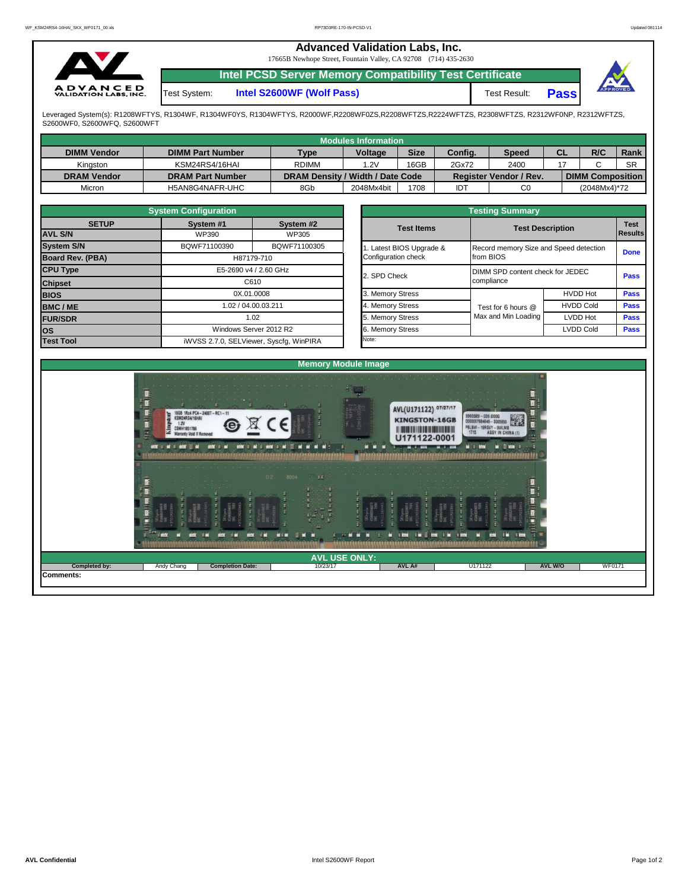# Advanced Validation Labs, Inc.

17665B Newhope Street, Fountain Valley, CA 92708 (714) 435-2630

## Intel PCSD Server Memory Compatibility Test Certificate

Test System: **Intel S2600WF (Wolf Pass)** Test Result: **Pass**

Leveraged System(s): R1208WFTYS, R1304WF, R1304WF0YS, R1304WFTYS, R2000WF,R2208WF0ZS,R2208WFTZS,R2224WFTZS, R2308WFTZS, R2312WF0NP, R2312WFTZS, S2600WF0, S2600WFQ, S2600WFT

### Modules Information

| DIMM Vendor | DIMM Part Number | Type | Voltage | Size | Config. | Speed | CL | R/C | Rank |
|---|---|---|---|---|---|---|---|---|---|
| Kingston | KSM24RS4/16HAI | RDIMM | 1.2V | 16GB | 2Gx72 | 2400 | 17 | C | SR |
| **DRAM Vendor** | **DRAM Part Number** | **DRAM Density / Width / Date Code** | | | **Register Vendor / Rev.** | | **DIMM Composition** | | |
| Micron | H5AN8G4NAFR-UHC | 8Gb | 2048Mx4bit | 1708 | IDT | C0 | (2048Mx4)*72 | | |

### System Configuration

| SETUP | System #1 | System #2 |
|---|---|---|
| AVL S/N | WP390 | WP305 |
| System S/N | BQWF71100390 | BQWF71100305 |
| Board Rev. (PBA) | H87179-710 | |
| CPU Type | E5-2690 v4 / 2.60 GHz | |
| Chipset | C610 | |
| BIOS | 0X.01.0008 | |
| BMC / ME | 1.02 / 04.00.03.211 | |
| FUR/SDR | 1.02 | |
| OS | Windows Server 2012 R2 | |
| Test Tool | iWVSS 2.7.0, SELViewer, Syscfg, WinPIRA | |

### Testing Summary

| Test Items | Test Description | | Test Results |
|---|---|---|---|
| 1. Latest BIOS Upgrade & Configuration check | Record memory Size and Speed detection from BIOS | | Done |
| 2. SPD Check | DIMM SPD content check for JEDEC compliance | | Pass |
| 3. Memory Stress | Test for 6 hours @ Max and Min Loading | HVDD Hot | Pass |
| 4. Memory Stress | | HVDD Cold | Pass |
| 5. Memory Stress | | LVDD Hot | Pass |
| 6. Memory Stress | | LVDD Cold | Pass |

Note:

### Memory Module Image

### AVL USE ONLY:

| Completed by: | Andy Chang | Completion Date: | 10/23/17 | AVL A# | U171122 | AVL W/O | WF0171 |
|---|---|---|---|---|---|---|---|

Comments: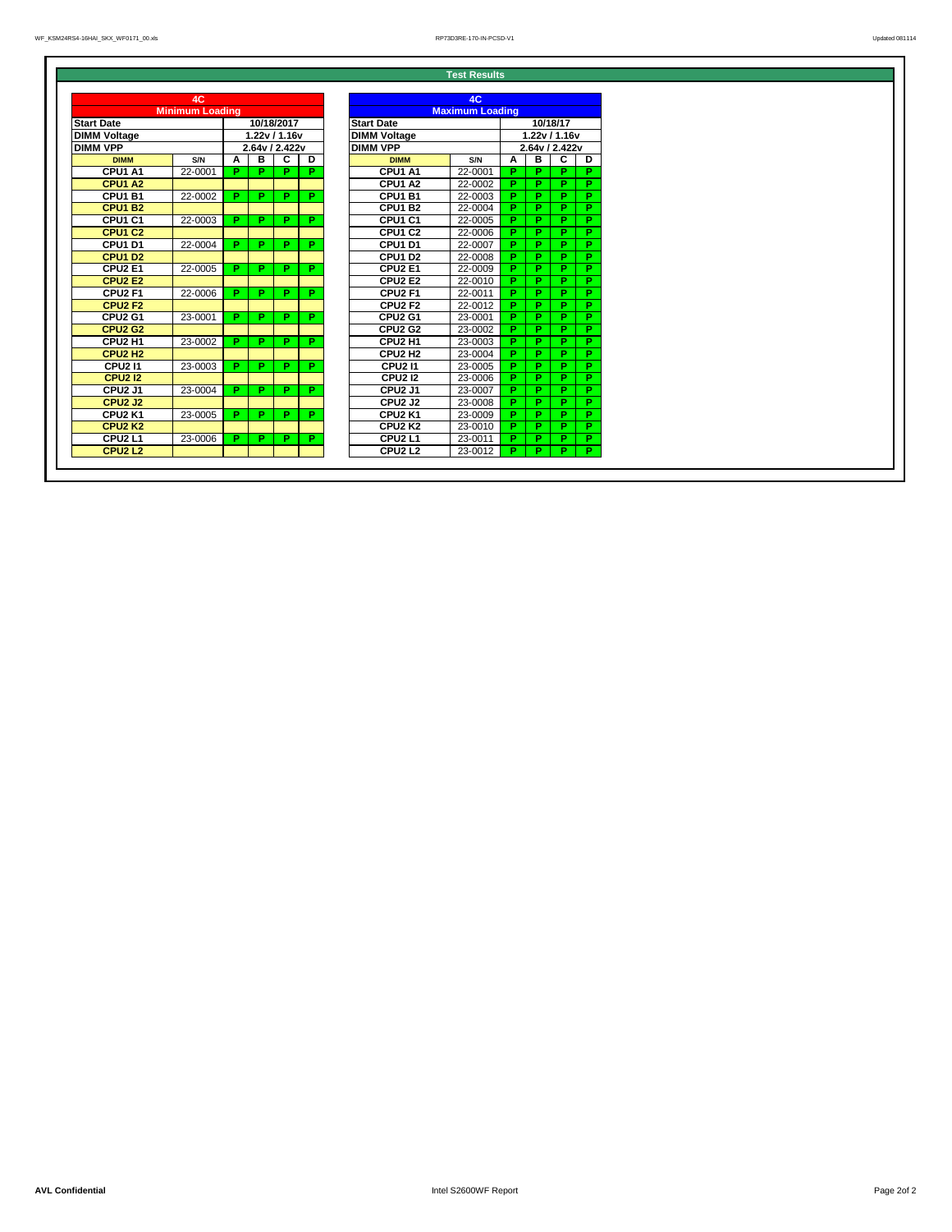## Test Results

| 4C Minimum Loading | | | | | |
|---|---|---|---|---|---|
| **Start Date** | | 10/18/2017 | | | |
| **DIMM Voltage** | | 1.22v / 1.16v | | | |
| **DIMM VPP** | | 2.64v / 2.422v | | | |
| **DIMM** | **S/N** | **A** | **B** | **C** | **D** |
| CPU1 A1 | 22-0001 | P | P | P | P |
| CPU1 A2 | | | | | |
| CPU1 B1 | 22-0002 | P | P | P | P |
| CPU1 B2 | | | | | |
| CPU1 C1 | 22-0003 | P | P | P | P |
| CPU1 C2 | | | | | |
| CPU1 D1 | 22-0004 | P | P | P | P |
| CPU1 D2 | | | | | |
| CPU2 E1 | 22-0005 | P | P | P | P |
| CPU2 E2 | | | | | |
| CPU2 F1 | 22-0006 | P | P | P | P |
| CPU2 F2 | | | | | |
| CPU2 G1 | 23-0001 | P | P | P | P |
| CPU2 G2 | | | | | |
| CPU2 H1 | 23-0002 | P | P | P | P |
| CPU2 H2 | | | | | |
| CPU2 I1 | 23-0003 | P | P | P | P |
| CPU2 I2 | | | | | |
| CPU2 J1 | 23-0004 | P | P | P | P |
| CPU2 J2 | | | | | |
| CPU2 K1 | 23-0005 | P | P | P | P |
| CPU2 K2 | | | | | |
| CPU2 L1 | 23-0006 | P | P | P | P |
| CPU2 L2 | | | | | |

| 4C Maximum Loading | | | | | |
|---|---|---|---|---|---|
| **Start Date** | | 10/18/17 | | | |
| **DIMM Voltage** | | 1.22v / 1.16v | | | |
| **DIMM VPP** | | 2.64v / 2.422v | | | |
| **DIMM** | **S/N** | **A** | **B** | **C** | **D** |
| CPU1 A1 | 22-0001 | P | P | P | P |
| CPU1 A2 | 22-0002 | P | P | P | P |
| CPU1 B1 | 22-0003 | P | P | P | P |
| CPU1 B2 | 22-0004 | P | P | P | P |
| CPU1 C1 | 22-0005 | P | P | P | P |
| CPU1 C2 | 22-0006 | P | P | P | P |
| CPU1 D1 | 22-0007 | P | P | P | P |
| CPU1 D2 | 22-0008 | P | P | P | P |
| CPU2 E1 | 22-0009 | P | P | P | P |
| CPU2 E2 | 22-0010 | P | P | P | P |
| CPU2 F1 | 22-0011 | P | P | P | P |
| CPU2 F2 | 22-0012 | P | P | P | P |
| CPU2 G1 | 23-0001 | P | P | P | P |
| CPU2 G2 | 23-0002 | P | P | P | P |
| CPU2 H1 | 23-0003 | P | P | P | P |
| CPU2 H2 | 23-0004 | P | P | P | P |
| CPU2 I1 | 23-0005 | P | P | P | P |
| CPU2 I2 | 23-0006 | P | P | P | P |
| CPU2 J1 | 23-0007 | P | P | P | P |
| CPU2 J2 | 23-0008 | P | P | P | P |
| CPU2 K1 | 23-0009 | P | P | P | P |
| CPU2 K2 | 23-0010 | P | P | P | P |
| CPU2 L1 | 23-0011 | P | P | P | P |
| CPU2 L2 | 23-0012 | P | P | P | P |